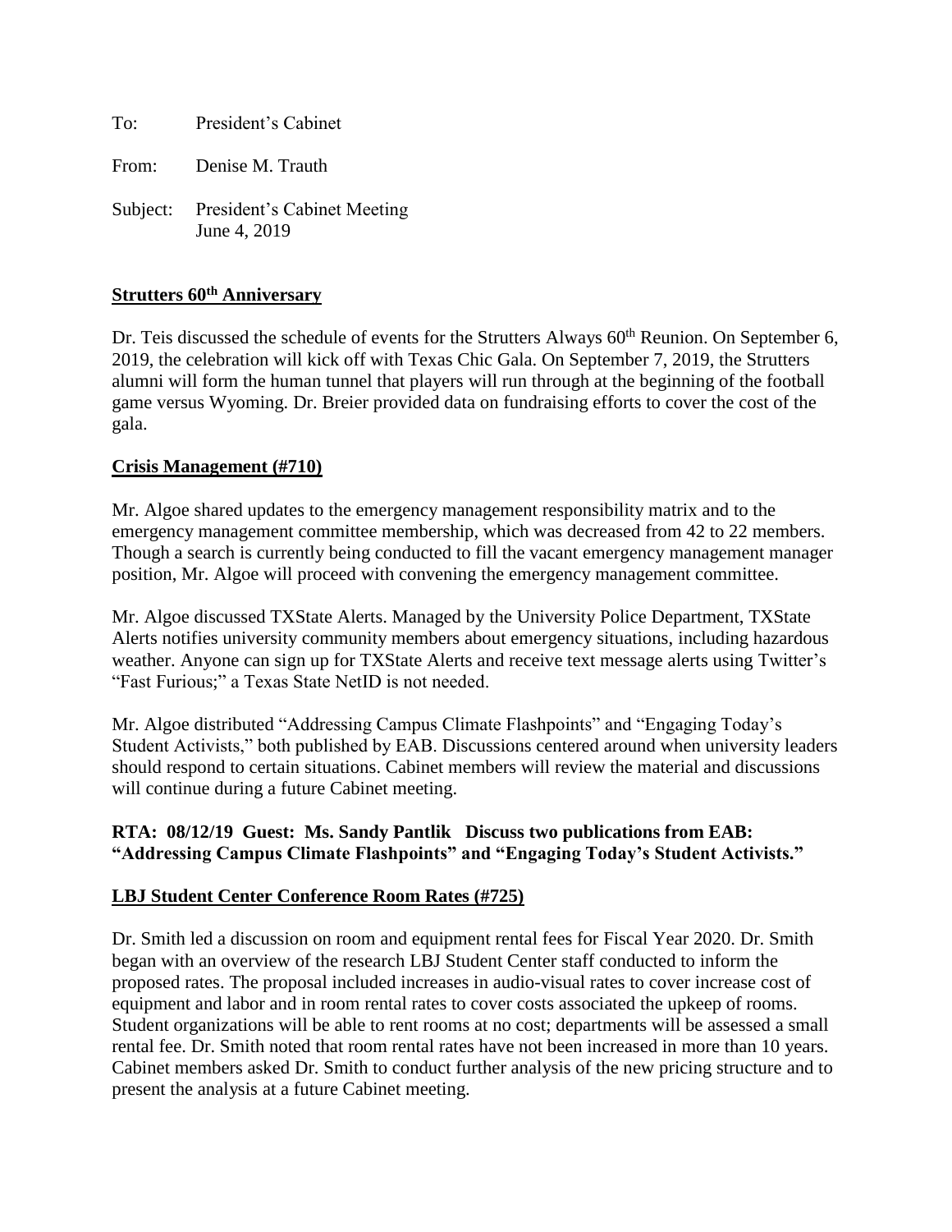To: President's Cabinet

From: Denise M. Trauth

Subject: President's Cabinet Meeting
June 4, 2019

**Strutters 60th Anniversary**

Dr. Teis discussed the schedule of events for the Strutters Always 60th Reunion. On September 6, 2019, the celebration will kick off with Texas Chic Gala. On September 7, 2019, the Strutters alumni will form the human tunnel that players will run through at the beginning of the football game versus Wyoming. Dr. Breier provided data on fundraising efforts to cover the cost of the gala.

**Crisis Management (#710)**

Mr. Algoe shared updates to the emergency management responsibility matrix and to the emergency management committee membership, which was decreased from 42 to 22 members. Though a search is currently being conducted to fill the vacant emergency management manager position, Mr. Algoe will proceed with convening the emergency management committee.

Mr. Algoe discussed TXState Alerts. Managed by the University Police Department, TXState Alerts notifies university community members about emergency situations, including hazardous weather. Anyone can sign up for TXState Alerts and receive text message alerts using Twitter's "Fast Furious;" a Texas State NetID is not needed.

Mr. Algoe distributed "Addressing Campus Climate Flashpoints" and "Engaging Today's Student Activists," both published by EAB. Discussions centered around when university leaders should respond to certain situations. Cabinet members will review the material and discussions will continue during a future Cabinet meeting.

**RTA: 08/12/19 Guest: Ms. Sandy Pantlik Discuss two publications from EAB: "Addressing Campus Climate Flashpoints" and "Engaging Today's Student Activists."**

**LBJ Student Center Conference Room Rates (#725)**

Dr. Smith led a discussion on room and equipment rental fees for Fiscal Year 2020. Dr. Smith began with an overview of the research LBJ Student Center staff conducted to inform the proposed rates. The proposal included increases in audio-visual rates to cover increase cost of equipment and labor and in room rental rates to cover costs associated the upkeep of rooms. Student organizations will be able to rent rooms at no cost; departments will be assessed a small rental fee. Dr. Smith noted that room rental rates have not been increased in more than 10 years. Cabinet members asked Dr. Smith to conduct further analysis of the new pricing structure and to present the analysis at a future Cabinet meeting.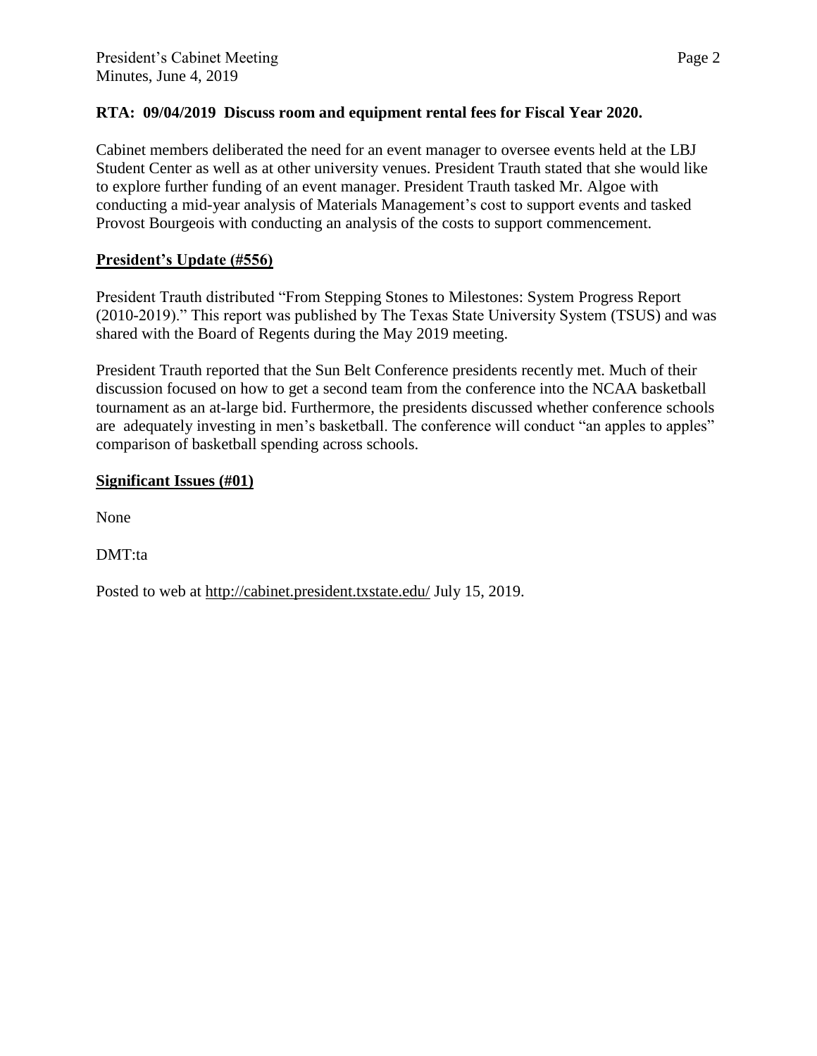**RTA: 09/04/2019 Discuss room and equipment rental fees for Fiscal Year 2020.**

Cabinet members deliberated the need for an event manager to oversee events held at the LBJ Student Center as well as at other university venues. President Trauth stated that she would like to explore further funding of an event manager. President Trauth tasked Mr. Algoe with conducting a mid-year analysis of Materials Management's cost to support events and tasked Provost Bourgeois with conducting an analysis of the costs to support commencement.

**President's Update (#556)**

President Trauth distributed "From Stepping Stones to Milestones: System Progress Report (2010-2019)." This report was published by The Texas State University System (TSUS) and was shared with the Board of Regents during the May 2019 meeting.

President Trauth reported that the Sun Belt Conference presidents recently met. Much of their discussion focused on how to get a second team from the conference into the NCAA basketball tournament as an at-large bid. Furthermore, the presidents discussed whether conference schools are adequately investing in men's basketball. The conference will conduct "an apples to apples" comparison of basketball spending across schools.

**Significant Issues (#01)**

None

DMT:ta

Posted to web at http://cabinet.president.txstate.edu/ July 15, 2019.